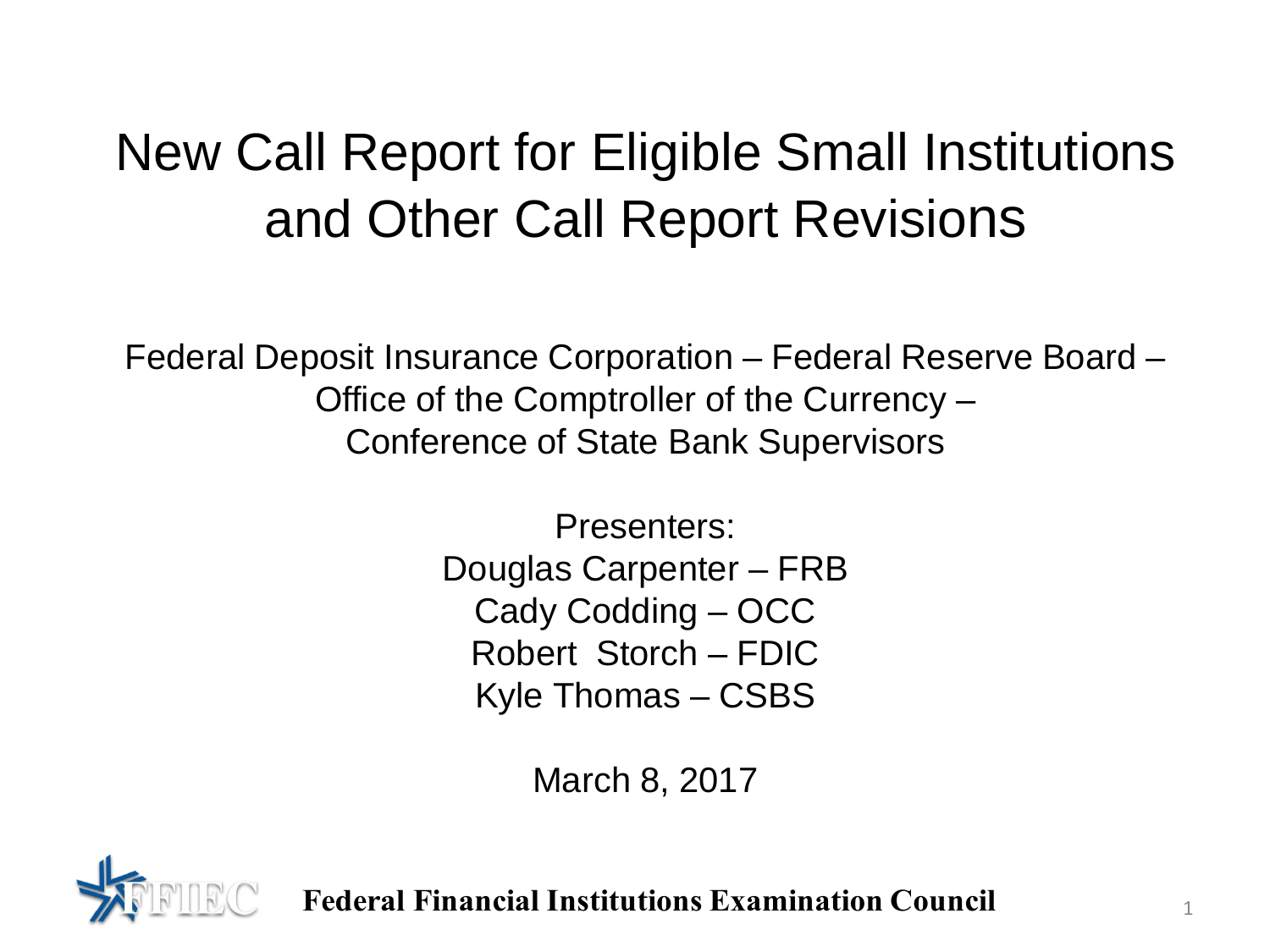# New Call Report for Eligible Small Institutions and Other Call Report Revisions

Federal Deposit Insurance Corporation – Federal Reserve Board – Office of the Comptroller of the Currency – Conference of State Bank Supervisors

Presenters:
Douglas Carpenter – FRB
Cady Codding – OCC
Robert Storch – FDIC
Kyle Thomas – CSBS

March 8, 2017

**Federal Financial Institutions Examination Council**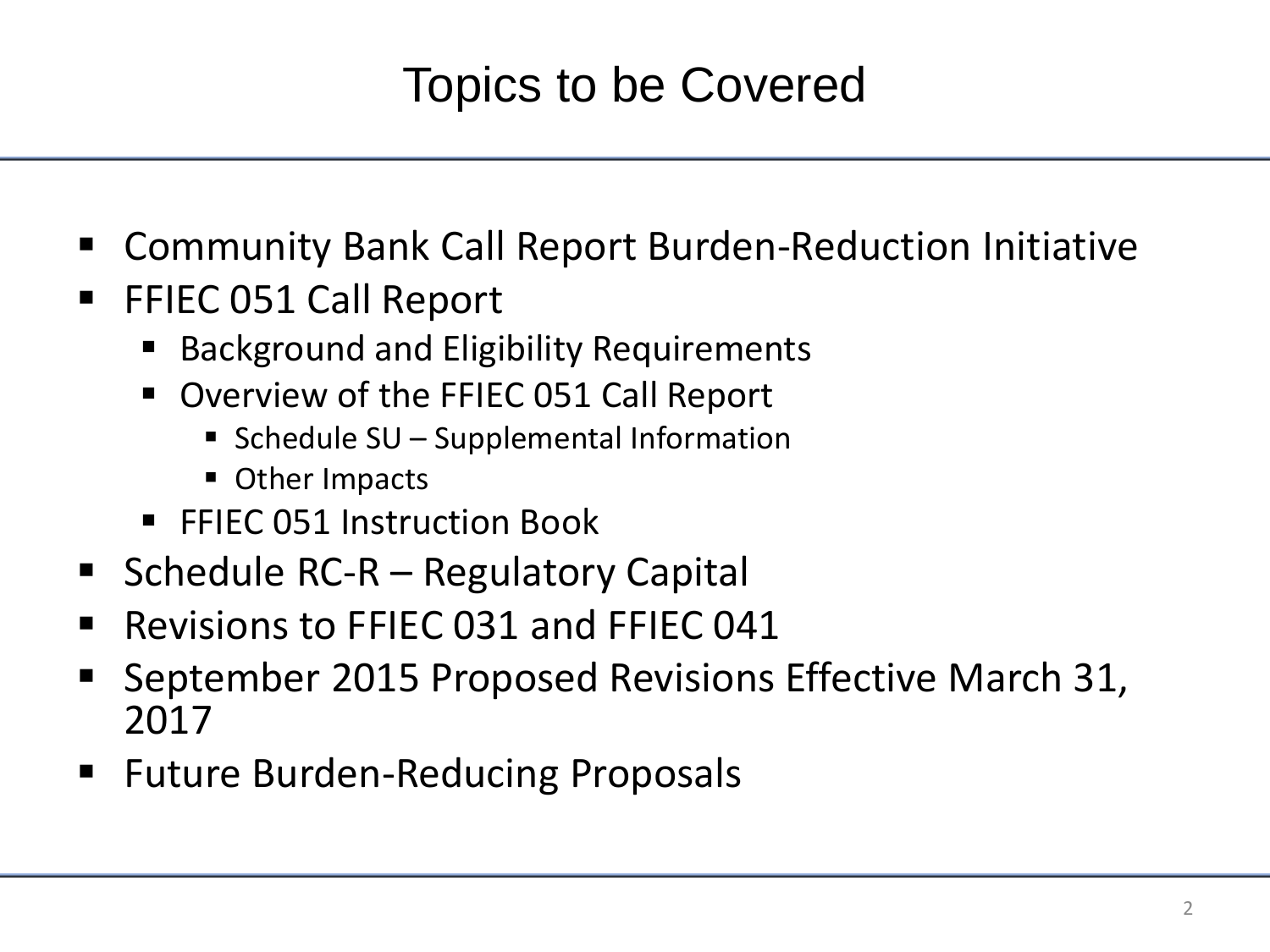# Topics to be Covered

- Community Bank Call Report Burden-Reduction Initiative
- FFIEC 051 Call Report
  - Background and Eligibility Requirements
  - Overview of the FFIEC 051 Call Report
    - Schedule SU – Supplemental Information
    - Other Impacts
  - FFIEC 051 Instruction Book
- Schedule RC-R – Regulatory Capital
- Revisions to FFIEC 031 and FFIEC 041
- September 2015 Proposed Revisions Effective March 31, 2017
- Future Burden-Reducing Proposals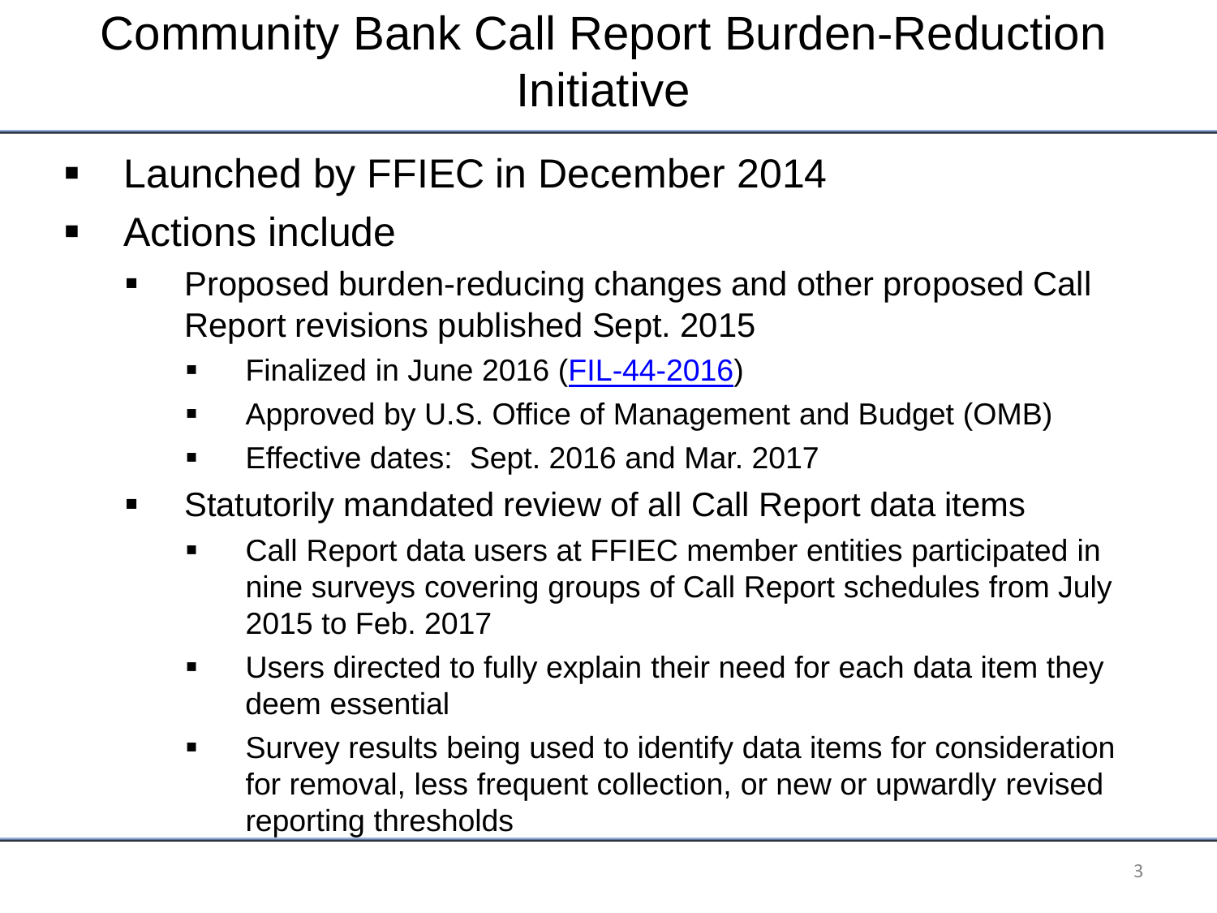# Community Bank Call Report Burden-Reduction Initiative

- Launched by FFIEC in December 2014
- Actions include
  - Proposed burden-reducing changes and other proposed Call Report revisions published Sept. 2015
    - Finalized in June 2016 (FIL-44-2016)
    - Approved by U.S. Office of Management and Budget (OMB)
    - Effective dates: Sept. 2016 and Mar. 2017
  - Statutorily mandated review of all Call Report data items
    - Call Report data users at FFIEC member entities participated in nine surveys covering groups of Call Report schedules from July 2015 to Feb. 2017
    - Users directed to fully explain their need for each data item they deem essential
    - Survey results being used to identify data items for consideration for removal, less frequent collection, or new or upwardly revised reporting thresholds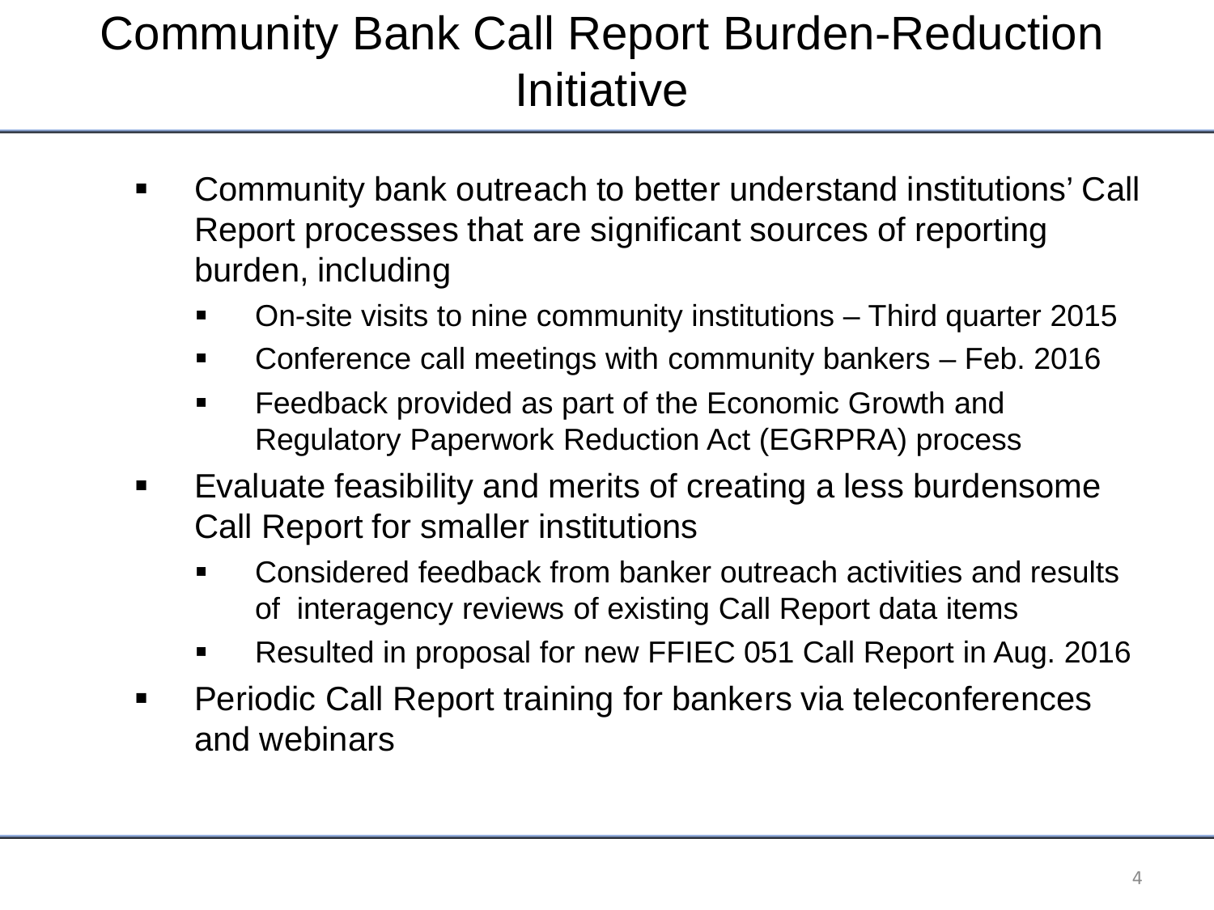# Community Bank Call Report Burden-Reduction Initiative

- Community bank outreach to better understand institutions' Call Report processes that are significant sources of reporting burden, including
  - On-site visits to nine community institutions – Third quarter 2015
  - Conference call meetings with community bankers – Feb. 2016
  - Feedback provided as part of the Economic Growth and Regulatory Paperwork Reduction Act (EGRPRA) process
- Evaluate feasibility and merits of creating a less burdensome Call Report for smaller institutions
  - Considered feedback from banker outreach activities and results of interagency reviews of existing Call Report data items
  - Resulted in proposal for new FFIEC 051 Call Report in Aug. 2016
- Periodic Call Report training for bankers via teleconferences and webinars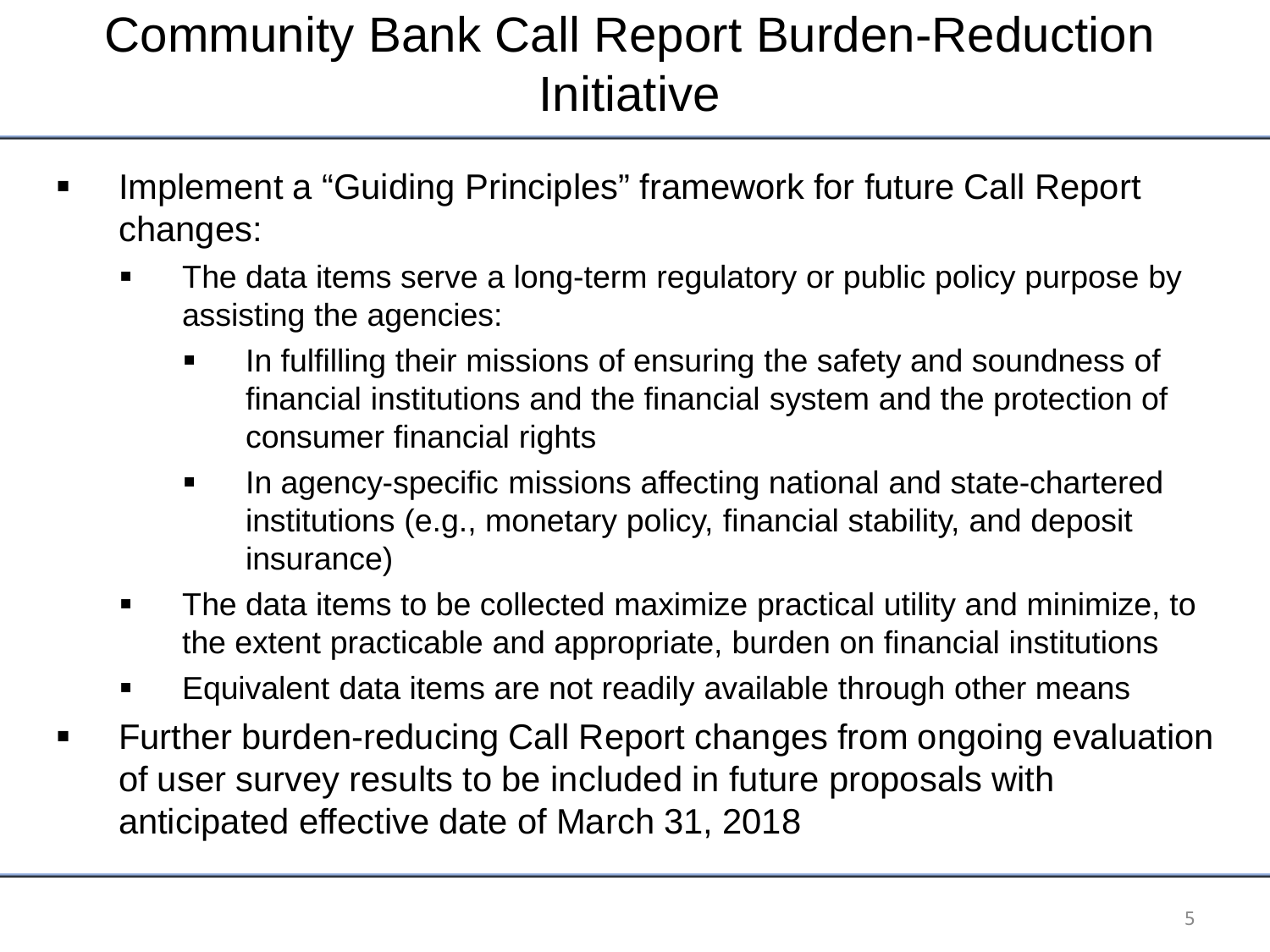# Community Bank Call Report Burden-Reduction Initiative

- Implement a "Guiding Principles" framework for future Call Report changes:
  - The data items serve a long-term regulatory or public policy purpose by assisting the agencies:
    - In fulfilling their missions of ensuring the safety and soundness of financial institutions and the financial system and the protection of consumer financial rights
    - In agency-specific missions affecting national and state-chartered institutions (e.g., monetary policy, financial stability, and deposit insurance)
  - The data items to be collected maximize practical utility and minimize, to the extent practicable and appropriate, burden on financial institutions
  - Equivalent data items are not readily available through other means
- Further burden-reducing Call Report changes from ongoing evaluation of user survey results to be included in future proposals with anticipated effective date of March 31, 2018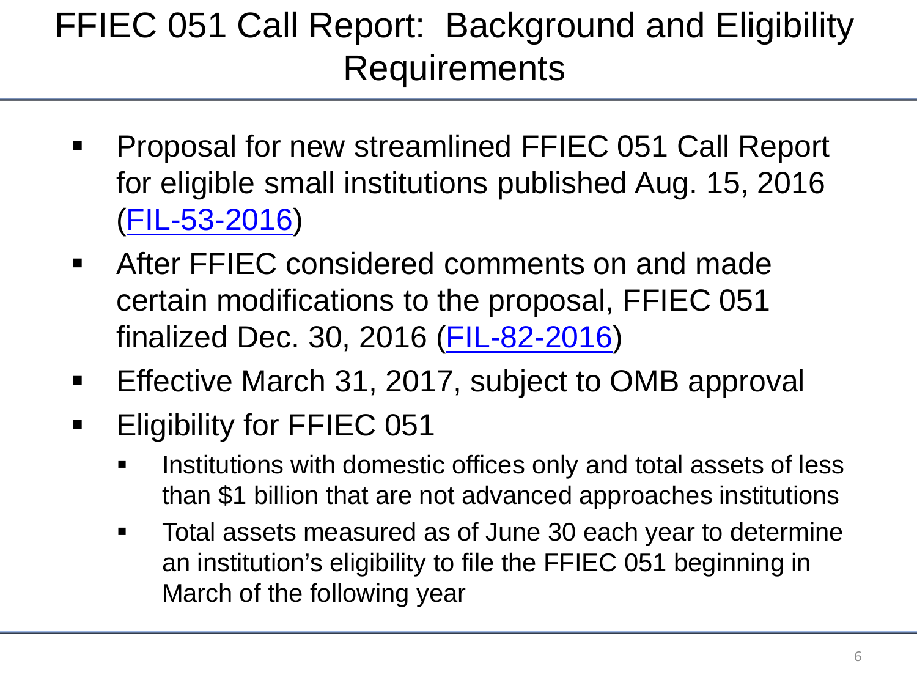# FFIEC 051 Call Report: Background and Eligibility Requirements

- Proposal for new streamlined FFIEC 051 Call Report for eligible small institutions published Aug. 15, 2016 (FIL-53-2016)
- After FFIEC considered comments on and made certain modifications to the proposal, FFIEC 051 finalized Dec. 30, 2016 (FIL-82-2016)
- Effective March 31, 2017, subject to OMB approval
- Eligibility for FFIEC 051
  - Institutions with domestic offices only and total assets of less than $1 billion that are not advanced approaches institutions
  - Total assets measured as of June 30 each year to determine an institution's eligibility to file the FFIEC 051 beginning in March of the following year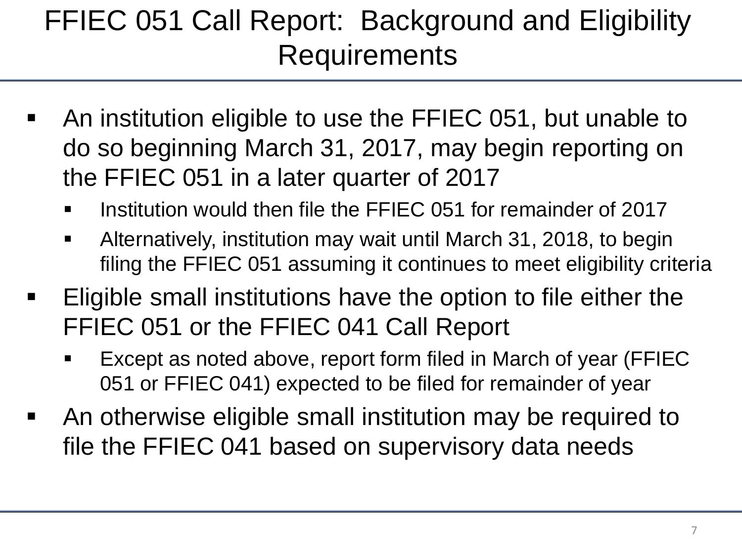# FFIEC 051 Call Report: Background and Eligibility Requirements

- An institution eligible to use the FFIEC 051, but unable to do so beginning March 31, 2017, may begin reporting on the FFIEC 051 in a later quarter of 2017
  - Institution would then file the FFIEC 051 for remainder of 2017
  - Alternatively, institution may wait until March 31, 2018, to begin filing the FFIEC 051 assuming it continues to meet eligibility criteria
- Eligible small institutions have the option to file either the FFIEC 051 or the FFIEC 041 Call Report
  - Except as noted above, report form filed in March of year (FFIEC 051 or FFIEC 041) expected to be filed for remainder of year
- An otherwise eligible small institution may be required to file the FFIEC 041 based on supervisory data needs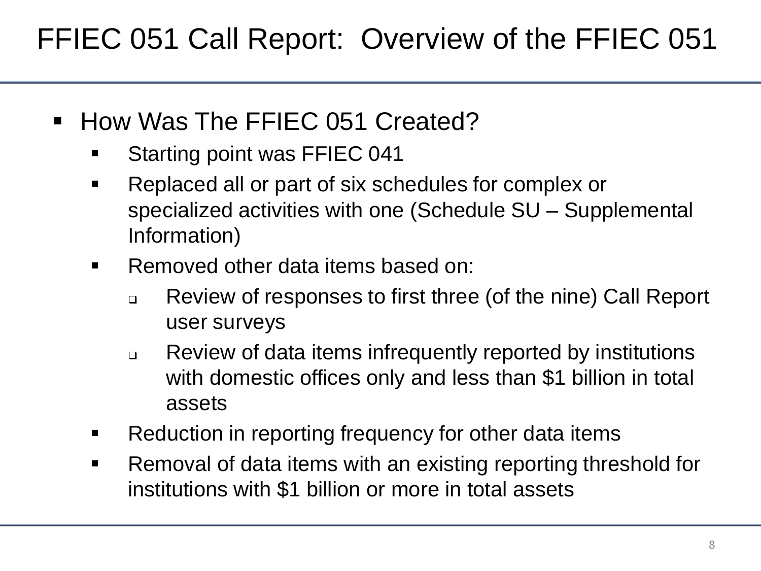# FFIEC 051 Call Report: Overview of the FFIEC 051

- How Was The FFIEC 051 Created?
  - Starting point was FFIEC 041
  - Replaced all or part of six schedules for complex or specialized activities with one (Schedule SU – Supplemental Information)
  - Removed other data items based on:
    - Review of responses to first three (of the nine) Call Report user surveys
    - Review of data items infrequently reported by institutions with domestic offices only and less than $1 billion in total assets
  - Reduction in reporting frequency for other data items
  - Removal of data items with an existing reporting threshold for institutions with $1 billion or more in total assets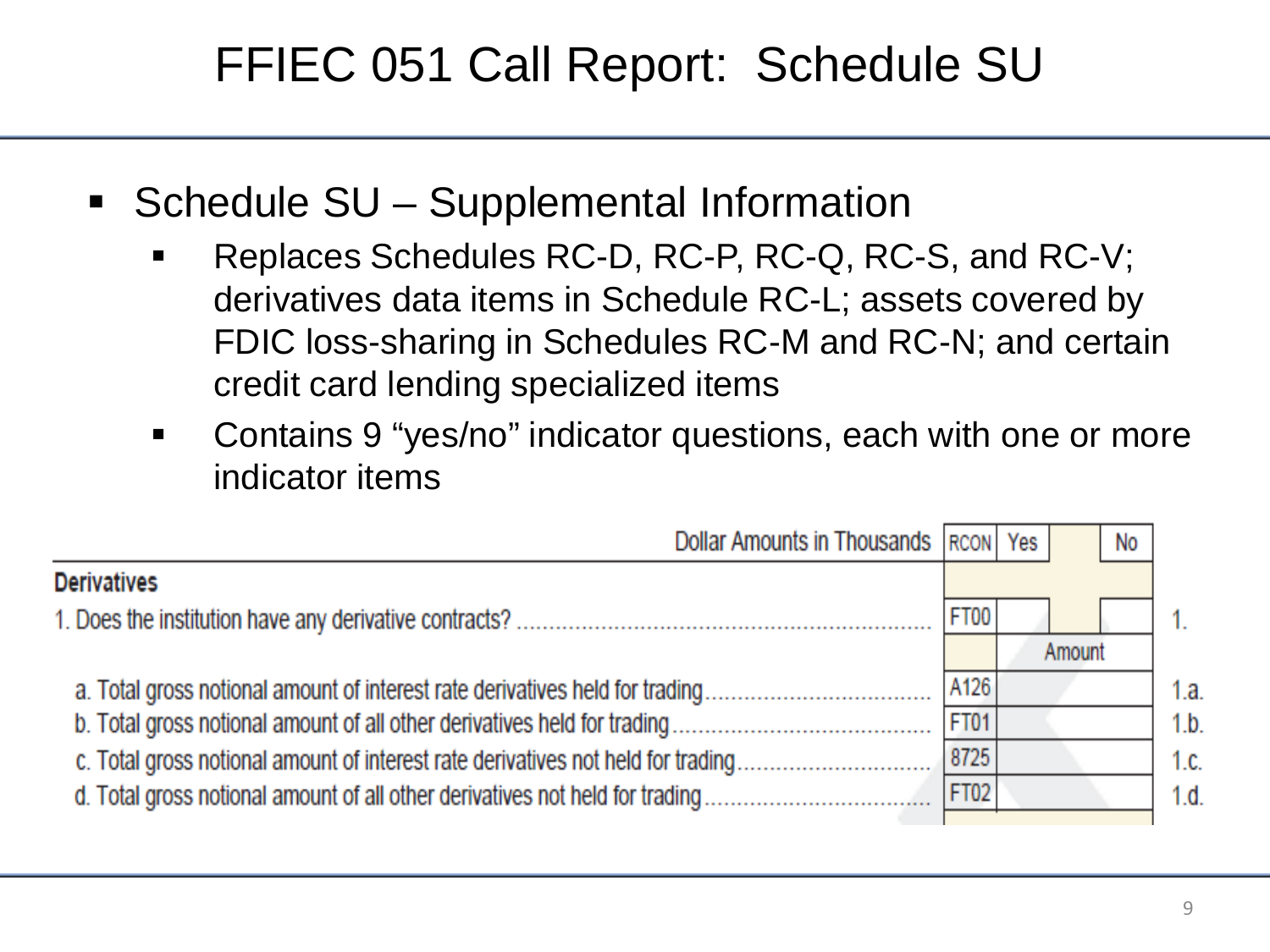# FFIEC 051 Call Report: Schedule SU

- Schedule SU – Supplemental Information
  - Replaces Schedules RC-D, RC-P, RC-Q, RC-S, and RC-V; derivatives data items in Schedule RC-L; assets covered by FDIC loss-sharing in Schedules RC-M and RC-N; and certain credit card lending specialized items
  - Contains 9 "yes/no" indicator questions, each with one or more indicator items

| Dollar Amounts in Thousands | RCON | Yes | No | |
|---|---|---|---|---|
| **Derivatives** | | | | |
| 1. Does the institution have any derivative contracts? | FT00 | | | 1. |
| | | Amount | | |
| a. Total gross notional amount of interest rate derivatives held for trading | A126 | | | 1.a. |
| b. Total gross notional amount of all other derivatives held for trading | FT01 | | | 1.b. |
| c. Total gross notional amount of interest rate derivatives not held for trading | 8725 | | | 1.c. |
| d. Total gross notional amount of all other derivatives not held for trading | FT02 | | | 1.d. |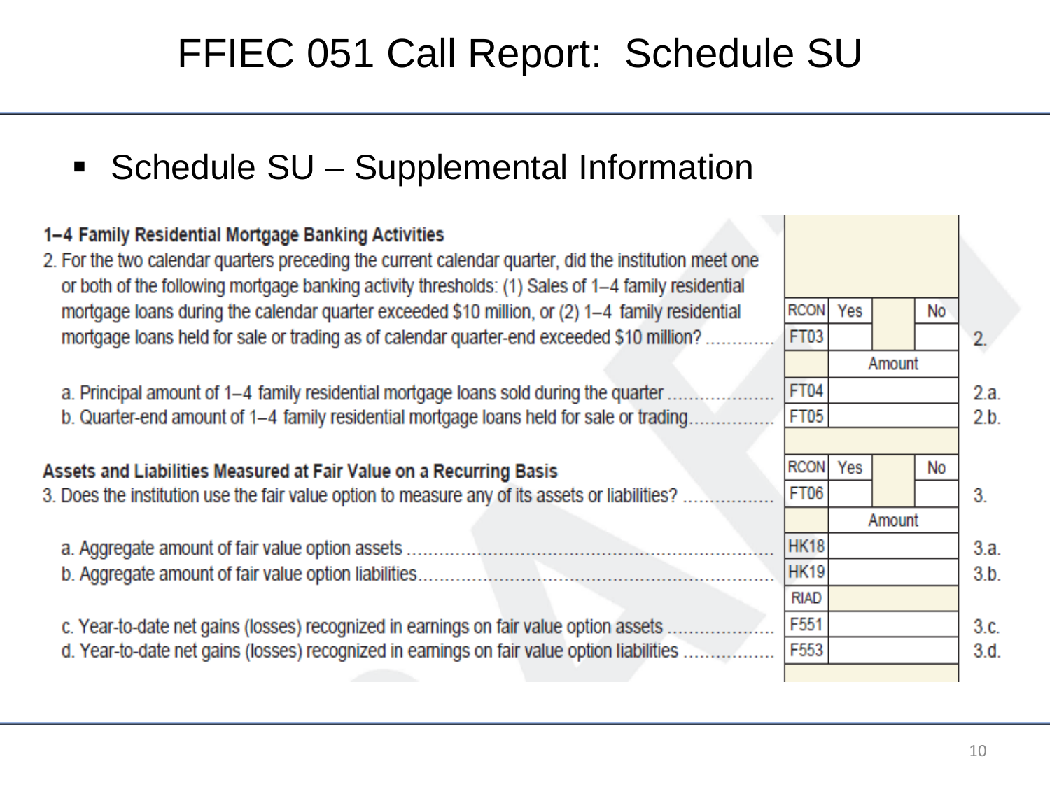# FFIEC 051 Call Report: Schedule SU

- Schedule SU – Supplemental Information

| | | | | | |
|---|---|---|---|---|---|
| **1–4 Family Residential Mortgage Banking Activities** | | | | | |
| 2. For the two calendar quarters preceding the current calendar quarter, did the institution meet one or both of the following mortgage banking activity thresholds: (1) Sales of 1–4 family residential mortgage loans during the calendar quarter exceeded $10 million, or (2) 1–4 family residential mortgage loans held for sale or trading as of calendar quarter-end exceeded $10 million? | RCON | Yes | | No | |
| | FT03 | | | | 2. |
| | | Amount | | | |
| a. Principal amount of 1–4 family residential mortgage loans sold during the quarter | FT04 | | | | 2.a. |
| b. Quarter-end amount of 1–4 family residential mortgage loans held for sale or trading | FT05 | | | | 2.b. |
| **Assets and Liabilities Measured at Fair Value on a Recurring Basis** | RCON | Yes | | No | |
| 3. Does the institution use the fair value option to measure any of its assets or liabilities? | FT06 | | | | 3. |
| | | Amount | | | |
| a. Aggregate amount of fair value option assets | HK18 | | | | 3.a. |
| b. Aggregate amount of fair value option liabilities | HK19 | | | | 3.b. |
| | RIAD | | | | |
| c. Year-to-date net gains (losses) recognized in earnings on fair value option assets | F551 | | | | 3.c. |
| d. Year-to-date net gains (losses) recognized in earnings on fair value option liabilities | F553 | | | | 3.d. |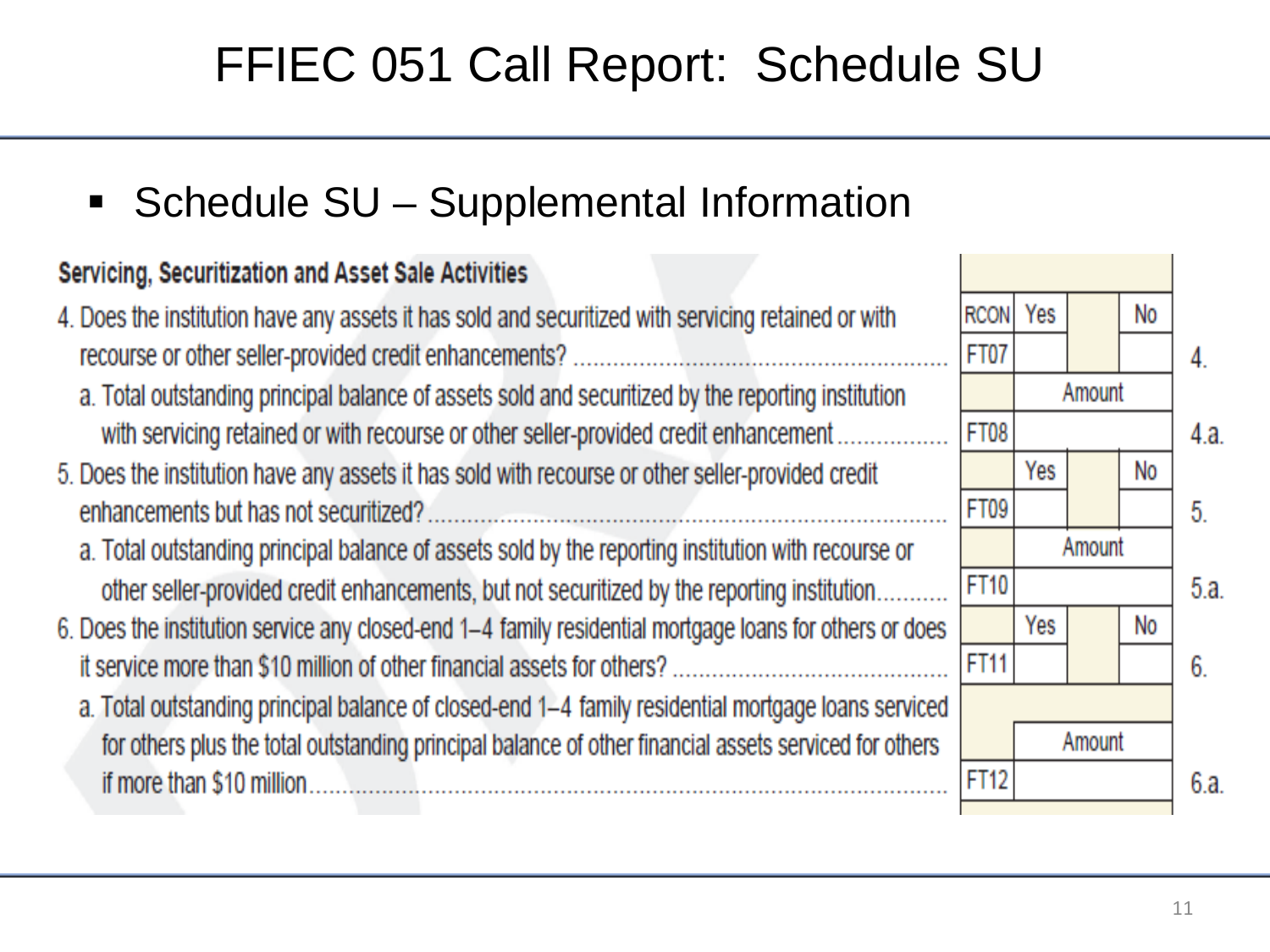# FFIEC 051 Call Report: Schedule SU

- Schedule SU – Supplemental Information

**Servicing, Securitization and Asset Sale Activities**

| | RCON | Yes | | No | |
|---|---|---|---|---|---|
| 4. Does the institution have any assets it has sold and securitized with servicing retained or with recourse or other seller-provided credit enhancements? | FT07 | | | | 4. |
| | | Amount | | | |
| a. Total outstanding principal balance of assets sold and securitized by the reporting institution with servicing retained or with recourse or other seller-provided credit enhancement | FT08 | | | | 4.a. |
| | | Yes | | No | |
| 5. Does the institution have any assets it has sold with recourse or other seller-provided credit enhancements but has not securitized? | FT09 | | | | 5. |
| | | Amount | | | |
| a. Total outstanding principal balance of assets sold by the reporting institution with recourse or other seller-provided credit enhancements, but not securitized by the reporting institution | FT10 | | | | 5.a. |
| | | Yes | | No | |
| 6. Does the institution service any closed-end 1–4 family residential mortgage loans for others or does it service more than $10 million of other financial assets for others? | FT11 | | | | 6. |
| | | Amount | | | |
| a. Total outstanding principal balance of closed-end 1–4 family residential mortgage loans serviced for others plus the total outstanding principal balance of other financial assets serviced for others if more than $10 million | FT12 | | | | 6.a. |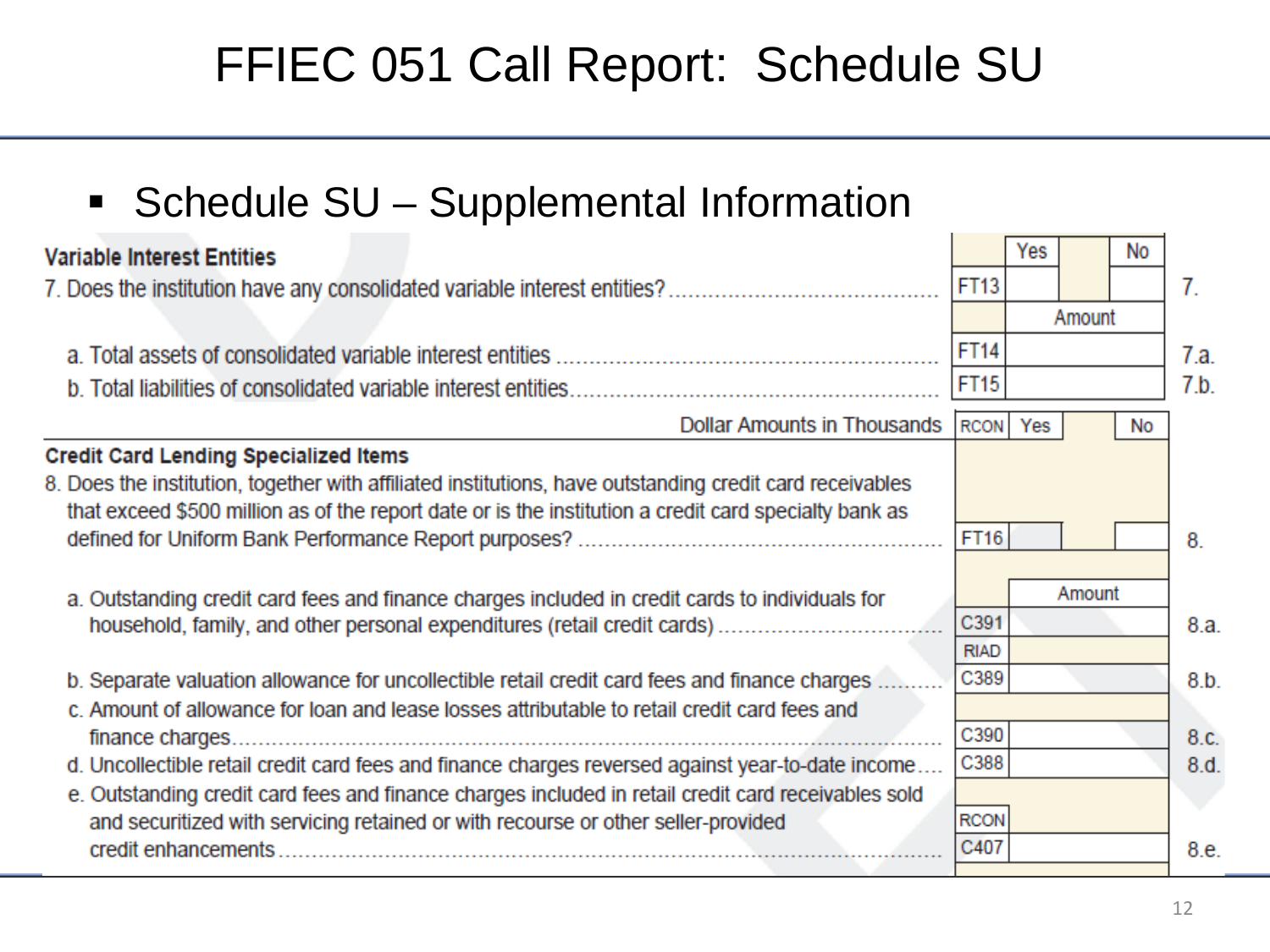# FFIEC 051 Call Report: Schedule SU

- Schedule SU – Supplemental Information

| Variable Interest Entities | | Yes | No | |
|---|---|---|---|---|
| 7. Does the institution have any consolidated variable interest entities? | FT13 | | | 7. |
| | | Amount | | |
| a. Total assets of consolidated variable interest entities | FT14 | | | 7.a. |
| b. Total liabilities of consolidated variable interest entities | FT15 | | | 7.b. |

| Dollar Amounts in Thousands | RCON | Yes | No | |
|---|---|---|---|---|
| **Credit Card Lending Specialized Items** | | | | |
| 8. Does the institution, together with affiliated institutions, have outstanding credit card receivables that exceed $500 million as of the report date or is the institution a credit card specialty bank as defined for Uniform Bank Performance Report purposes? | FT16 | | | 8. |
| | | Amount | | |
| a. Outstanding credit card fees and finance charges included in credit cards to individuals for household, family, and other personal expenditures (retail credit cards) | C391 | | | 8.a. |
| | RIAD | | | |
| b. Separate valuation allowance for uncollectible retail credit card fees and finance charges | C389 | | | 8.b. |
| c. Amount of allowance for loan and lease losses attributable to retail credit card fees and finance charges | C390 | | | 8.c. |
| d. Uncollectible retail credit card fees and finance charges reversed against year-to-date income | C388 | | | 8.d. |
| | RCON | | | |
| e. Outstanding credit card fees and finance charges included in retail credit card receivables sold and securitized with servicing retained or with recourse or other seller-provided credit enhancements | C407 | | | 8.e. |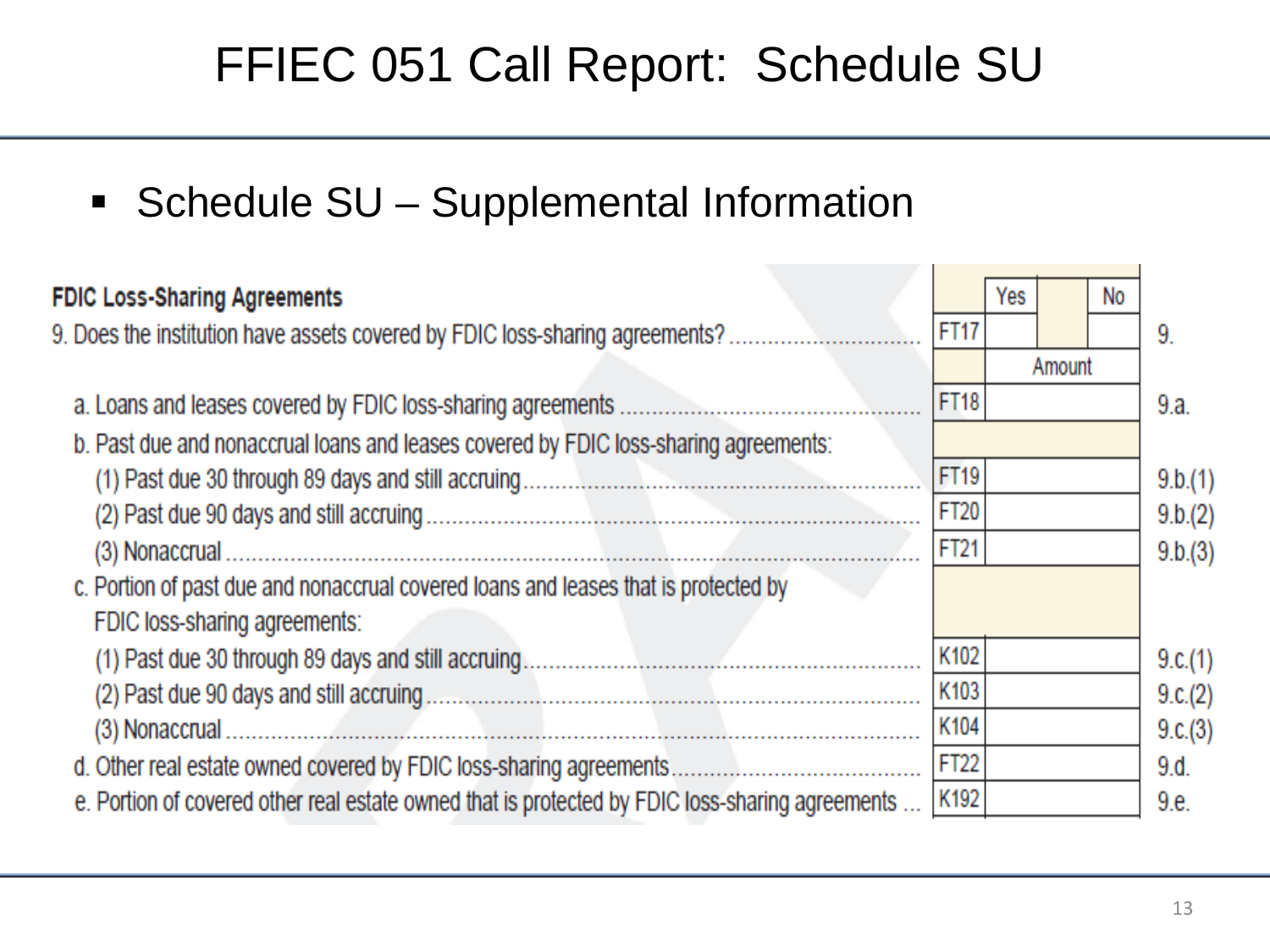# FFIEC 051 Call Report: Schedule SU

- Schedule SU – Supplemental Information

**FDIC Loss-Sharing Agreements**

| | | Yes | No | |
|---|---|---|---|---|
| 9. Does the institution have assets covered by FDIC loss-sharing agreements? | FT17 | | | 9. |
| | | Amount | | |
| a. Loans and leases covered by FDIC loss-sharing agreements | FT18 | | | 9.a. |
| b. Past due and nonaccrual loans and leases covered by FDIC loss-sharing agreements: | | | | |
| (1) Past due 30 through 89 days and still accruing | FT19 | | | 9.b.(1) |
| (2) Past due 90 days and still accruing | FT20 | | | 9.b.(2) |
| (3) Nonaccrual | FT21 | | | 9.b.(3) |
| c. Portion of past due and nonaccrual covered loans and leases that is protected by FDIC loss-sharing agreements: | | | | |
| (1) Past due 30 through 89 days and still accruing | K102 | | | 9.c.(1) |
| (2) Past due 90 days and still accruing | K103 | | | 9.c.(2) |
| (3) Nonaccrual | K104 | | | 9.c.(3) |
| d. Other real estate owned covered by FDIC loss-sharing agreements | FT22 | | | 9.d. |
| e. Portion of covered other real estate owned that is protected by FDIC loss-sharing agreements | K192 | | | 9.e. |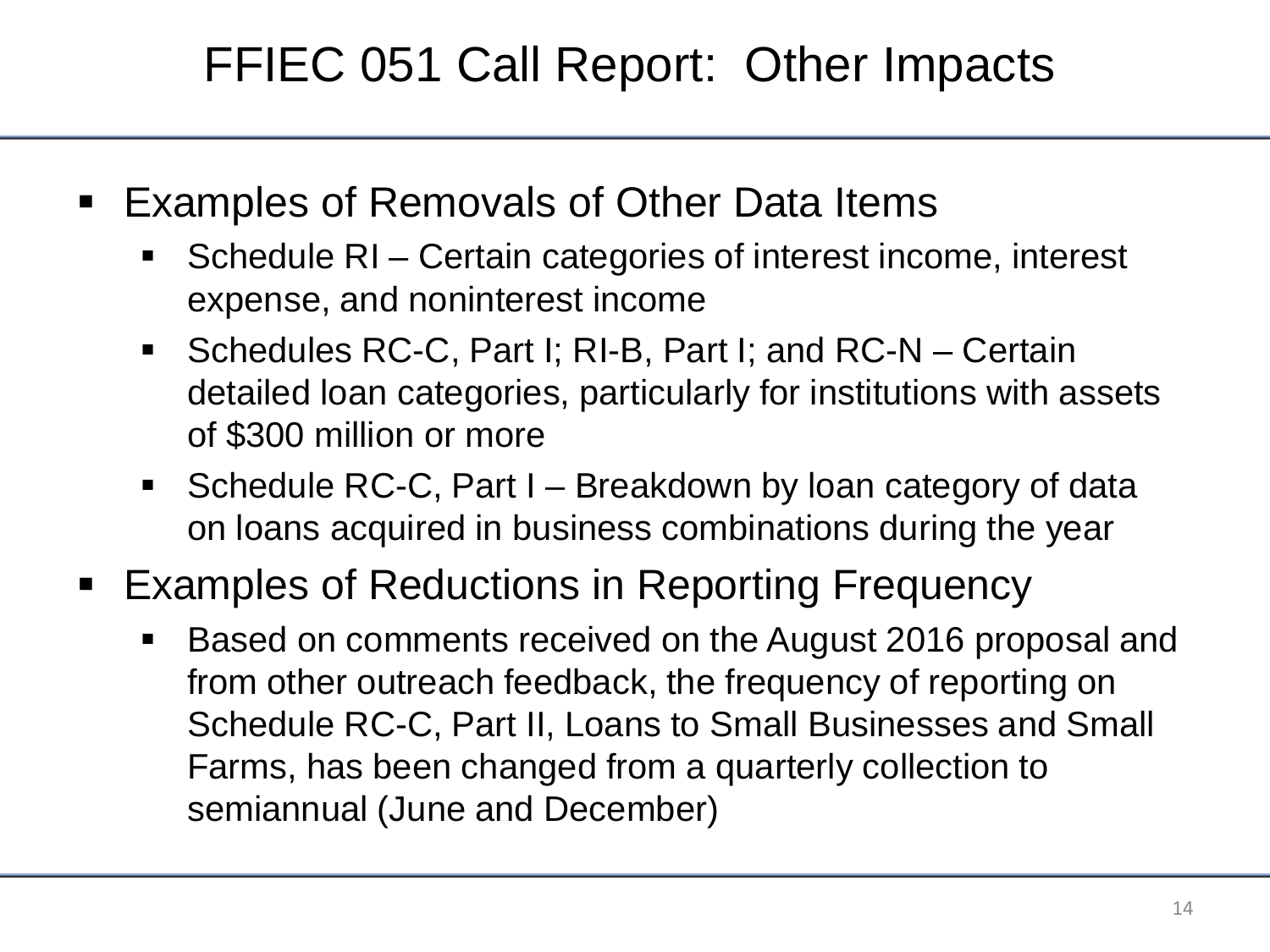# FFIEC 051 Call Report: Other Impacts

- Examples of Removals of Other Data Items
  - Schedule RI – Certain categories of interest income, interest expense, and noninterest income
  - Schedules RC-C, Part I; RI-B, Part I; and RC-N – Certain detailed loan categories, particularly for institutions with assets of $300 million or more
  - Schedule RC-C, Part I – Breakdown by loan category of data on loans acquired in business combinations during the year
- Examples of Reductions in Reporting Frequency
  - Based on comments received on the August 2016 proposal and from other outreach feedback, the frequency of reporting on Schedule RC-C, Part II, Loans to Small Businesses and Small Farms, has been changed from a quarterly collection to semiannual (June and December)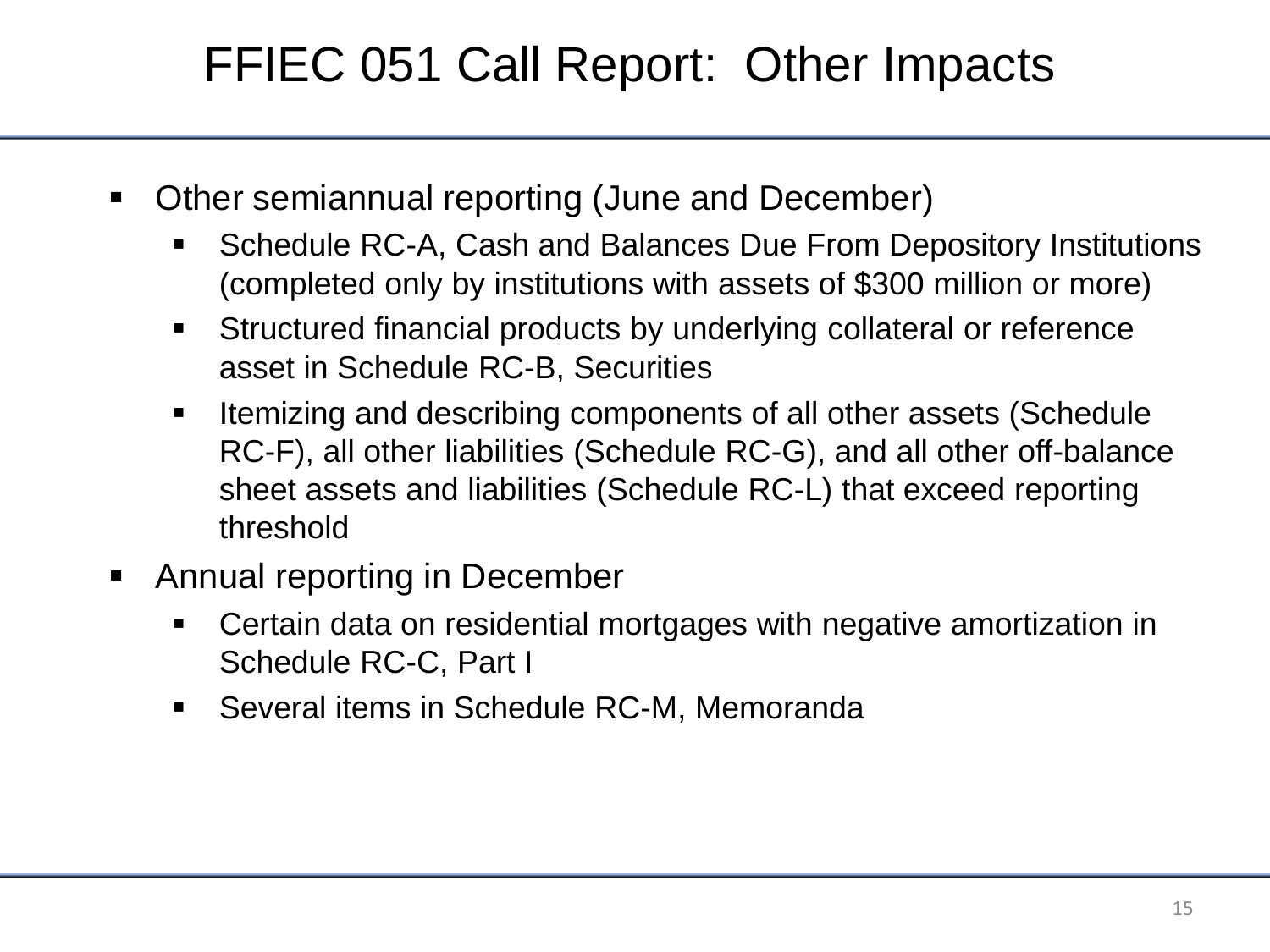# FFIEC 051 Call Report: Other Impacts

- Other semiannual reporting (June and December)
  - Schedule RC-A, Cash and Balances Due From Depository Institutions (completed only by institutions with assets of $300 million or more)
  - Structured financial products by underlying collateral or reference asset in Schedule RC-B, Securities
  - Itemizing and describing components of all other assets (Schedule RC-F), all other liabilities (Schedule RC-G), and all other off-balance sheet assets and liabilities (Schedule RC-L) that exceed reporting threshold
- Annual reporting in December
  - Certain data on residential mortgages with negative amortization in Schedule RC-C, Part I
  - Several items in Schedule RC-M, Memoranda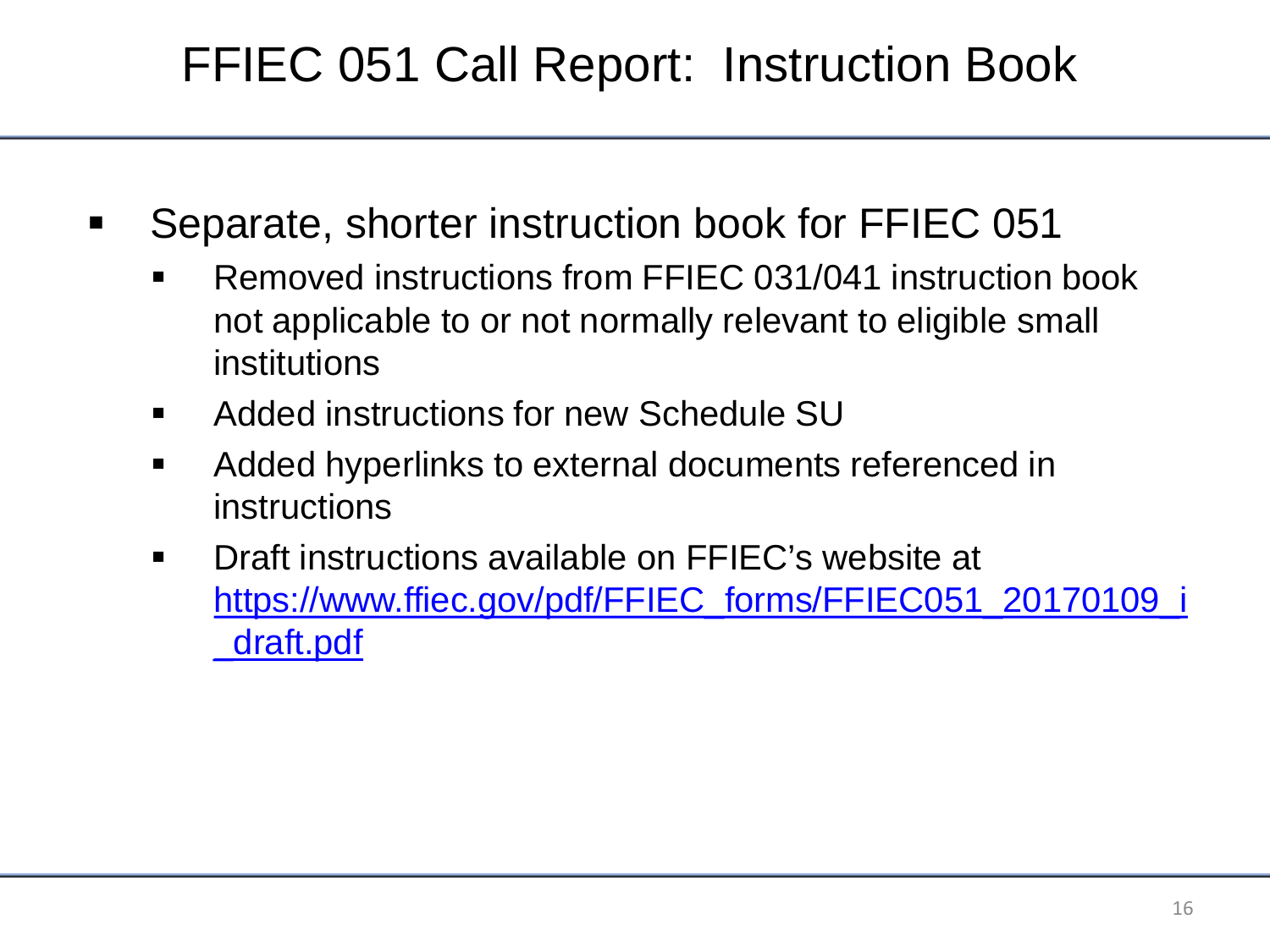# FFIEC 051 Call Report: Instruction Book

- Separate, shorter instruction book for FFIEC 051
  - Removed instructions from FFIEC 031/041 instruction book not applicable to or not normally relevant to eligible small institutions
  - Added instructions for new Schedule SU
  - Added hyperlinks to external documents referenced in instructions
  - Draft instructions available on FFIEC's website at [https://www.ffiec.gov/pdf/FFIEC_forms/FFIEC051_20170109_i_draft.pdf](https://www.ffiec.gov/pdf/FFIEC_forms/FFIEC051_20170109_i_draft.pdf)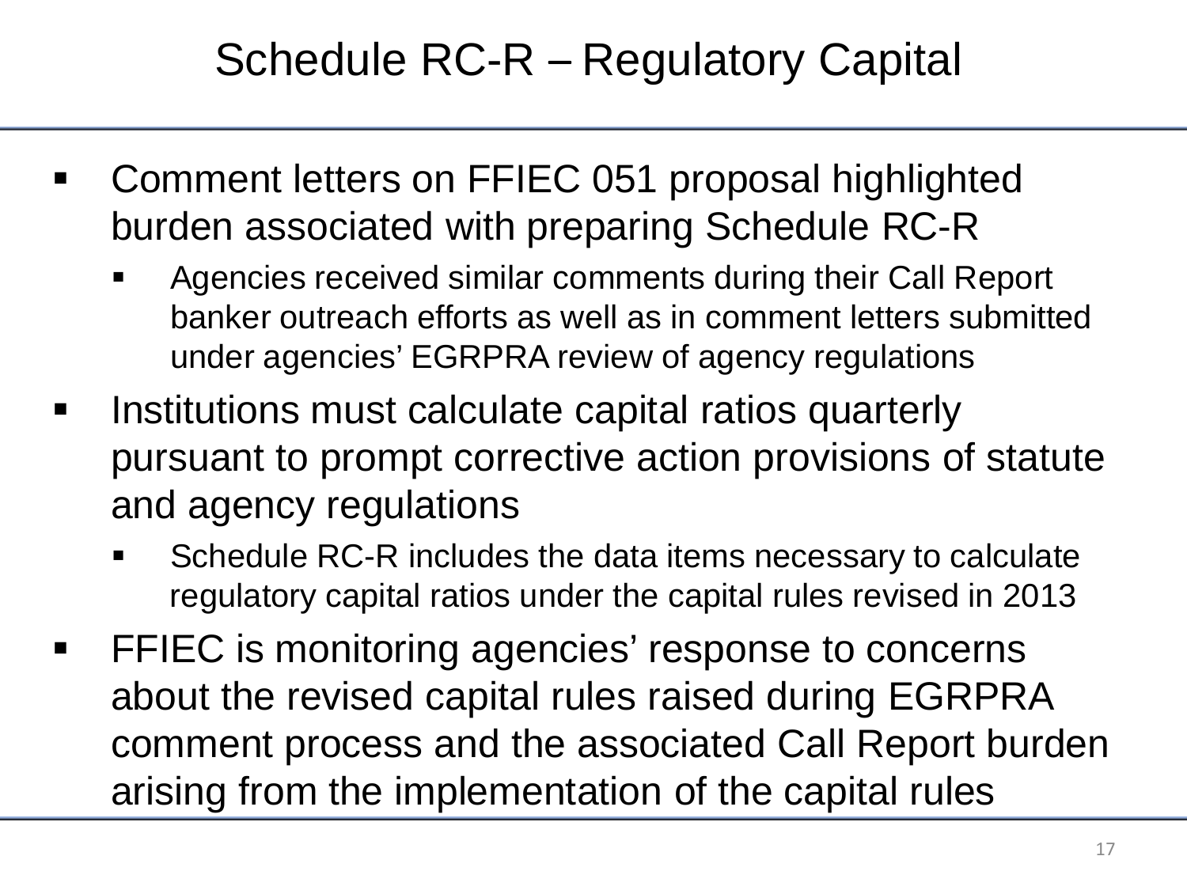# Schedule RC-R – Regulatory Capital

- Comment letters on FFIEC 051 proposal highlighted burden associated with preparing Schedule RC-R
  - Agencies received similar comments during their Call Report banker outreach efforts as well as in comment letters submitted under agencies' EGRPRA review of agency regulations
- Institutions must calculate capital ratios quarterly pursuant to prompt corrective action provisions of statute and agency regulations
  - Schedule RC-R includes the data items necessary to calculate regulatory capital ratios under the capital rules revised in 2013
- FFIEC is monitoring agencies' response to concerns about the revised capital rules raised during EGRPRA comment process and the associated Call Report burden arising from the implementation of the capital rules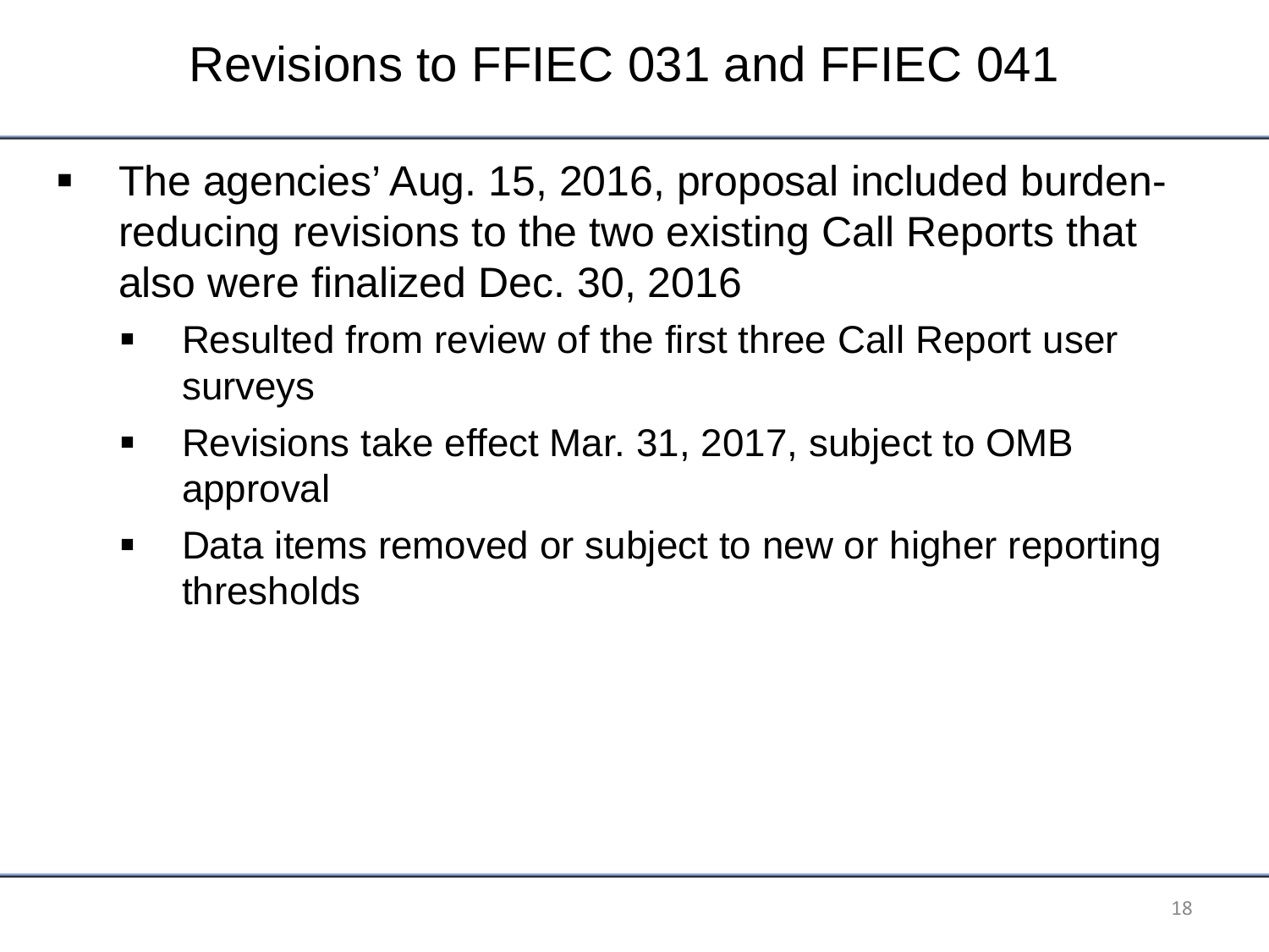# Revisions to FFIEC 031 and FFIEC 041

- The agencies' Aug. 15, 2016, proposal included burden-reducing revisions to the two existing Call Reports that also were finalized Dec. 30, 2016
  - Resulted from review of the first three Call Report user surveys
  - Revisions take effect Mar. 31, 2017, subject to OMB approval
  - Data items removed or subject to new or higher reporting thresholds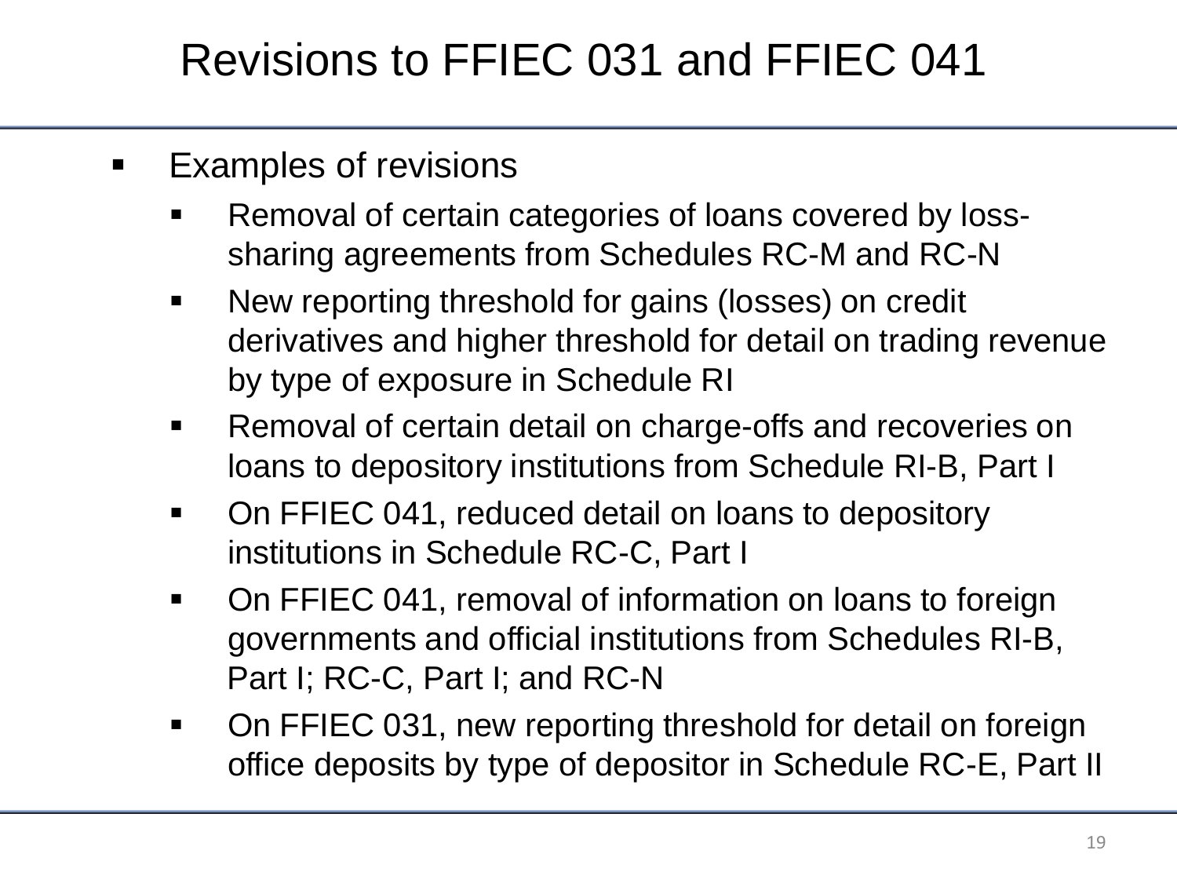# Revisions to FFIEC 031 and FFIEC 041

- Examples of revisions
  - Removal of certain categories of loans covered by loss-sharing agreements from Schedules RC-M and RC-N
  - New reporting threshold for gains (losses) on credit derivatives and higher threshold for detail on trading revenue by type of exposure in Schedule RI
  - Removal of certain detail on charge-offs and recoveries on loans to depository institutions from Schedule RI-B, Part I
  - On FFIEC 041, reduced detail on loans to depository institutions in Schedule RC-C, Part I
  - On FFIEC 041, removal of information on loans to foreign governments and official institutions from Schedules RI-B, Part I; RC-C, Part I; and RC-N
  - On FFIEC 031, new reporting threshold for detail on foreign office deposits by type of depositor in Schedule RC-E, Part II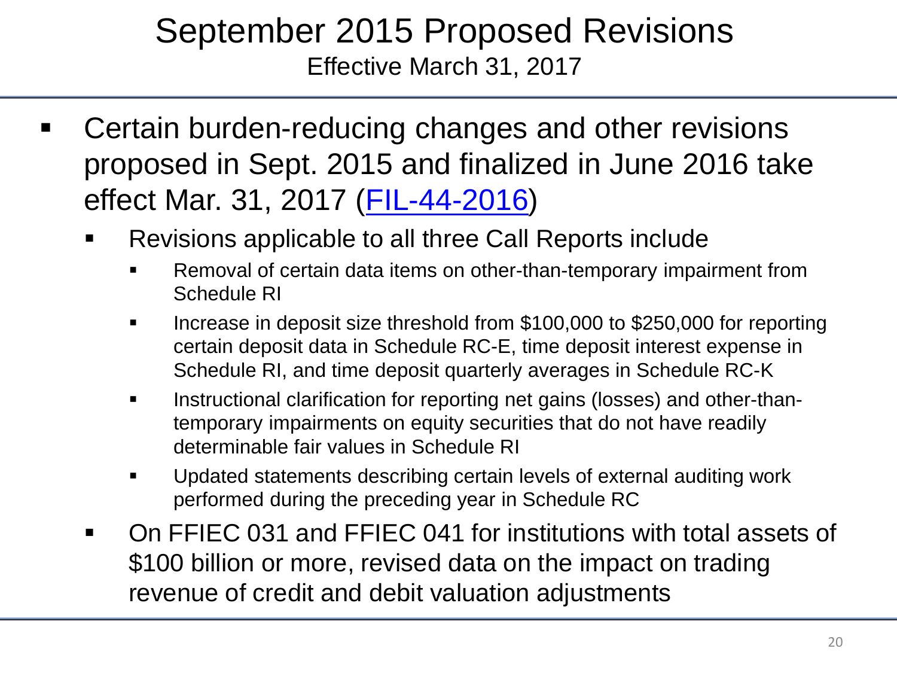# September 2015 Proposed Revisions

Effective March 31, 2017

- Certain burden-reducing changes and other revisions proposed in Sept. 2015 and finalized in June 2016 take effect Mar. 31, 2017 ([FIL-44-2016])
  - Revisions applicable to all three Call Reports include
    - Removal of certain data items on other-than-temporary impairment from Schedule RI
    - Increase in deposit size threshold from $100,000 to $250,000 for reporting certain deposit data in Schedule RC-E, time deposit interest expense in Schedule RI, and time deposit quarterly averages in Schedule RC-K
    - Instructional clarification for reporting net gains (losses) and other-than-temporary impairments on equity securities that do not have readily determinable fair values in Schedule RI
    - Updated statements describing certain levels of external auditing work performed during the preceding year in Schedule RC
  - On FFIEC 031 and FFIEC 041 for institutions with total assets of $100 billion or more, revised data on the impact on trading revenue of credit and debit valuation adjustments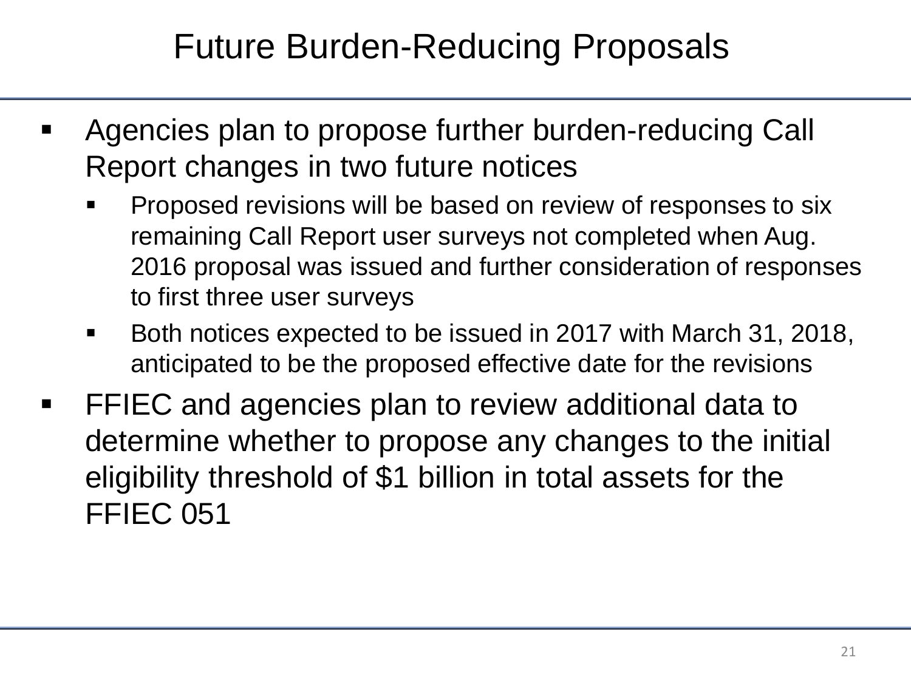# Future Burden-Reducing Proposals

- Agencies plan to propose further burden-reducing Call Report changes in two future notices
  - Proposed revisions will be based on review of responses to six remaining Call Report user surveys not completed when Aug. 2016 proposal was issued and further consideration of responses to first three user surveys
  - Both notices expected to be issued in 2017 with March 31, 2018, anticipated to be the proposed effective date for the revisions
- FFIEC and agencies plan to review additional data to determine whether to propose any changes to the initial eligibility threshold of $1 billion in total assets for the FFIEC 051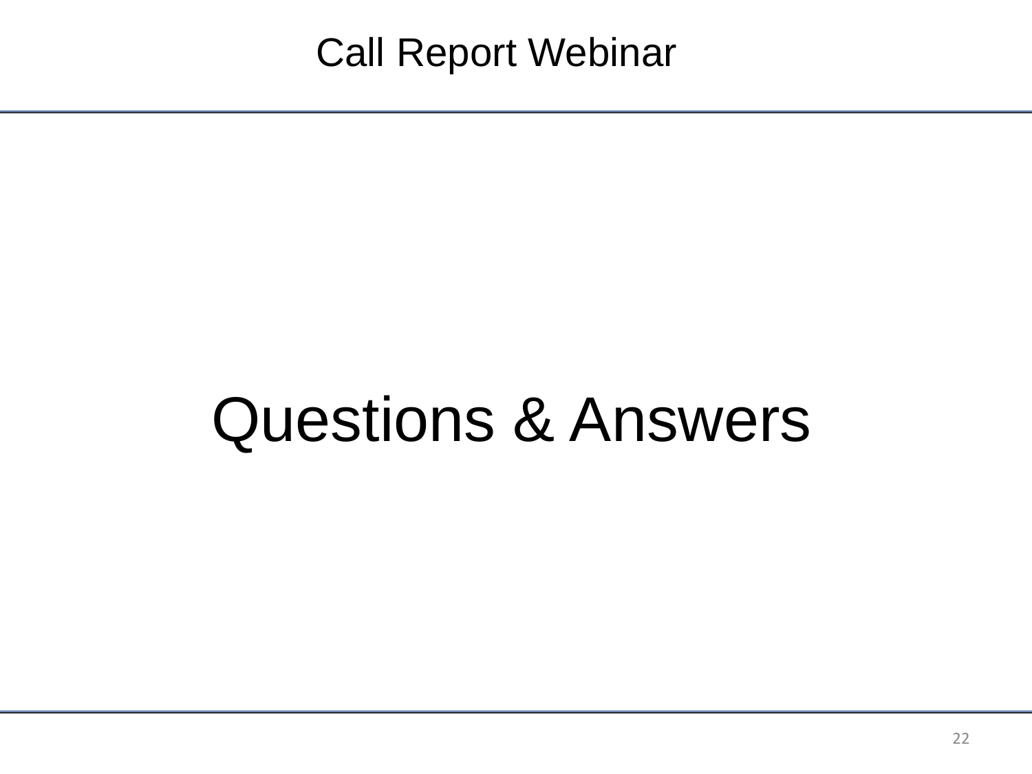# Call Report Webinar

## Questions & Answers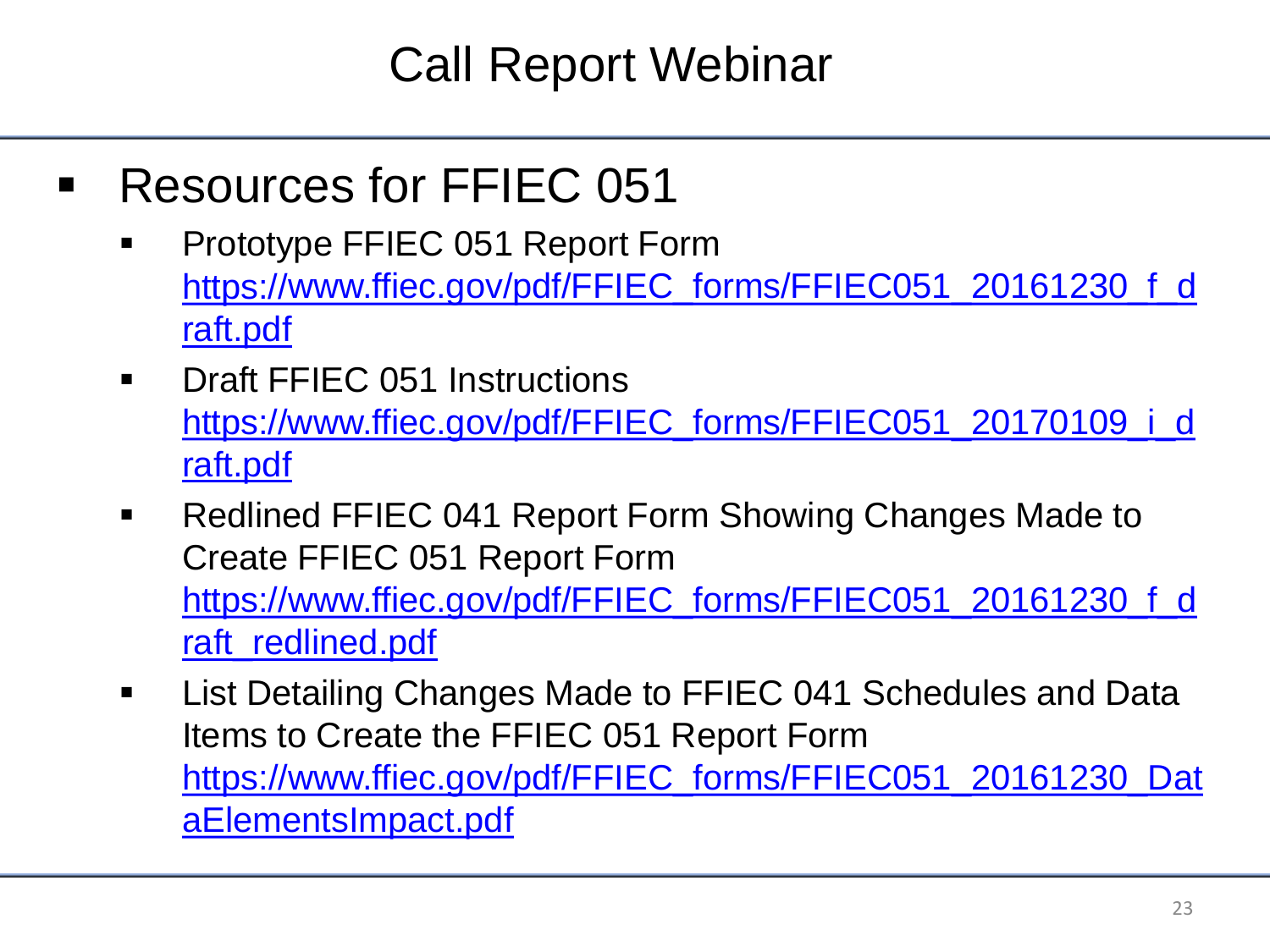# Call Report Webinar

- Resources for FFIEC 051
  - Prototype FFIEC 051 Report Form
    https://www.ffiec.gov/pdf/FFIEC_forms/FFIEC051_20161230_f_draft.pdf
  - Draft FFIEC 051 Instructions
    https://www.ffiec.gov/pdf/FFIEC_forms/FFIEC051_20170109_i_draft.pdf
  - Redlined FFIEC 041 Report Form Showing Changes Made to Create FFIEC 051 Report Form
    https://www.ffiec.gov/pdf/FFIEC_forms/FFIEC051_20161230_f_draft_redlined.pdf
  - List Detailing Changes Made to FFIEC 041 Schedules and Data Items to Create the FFIEC 051 Report Form
    https://www.ffiec.gov/pdf/FFIEC_forms/FFIEC051_20161230_DataElementsImpact.pdf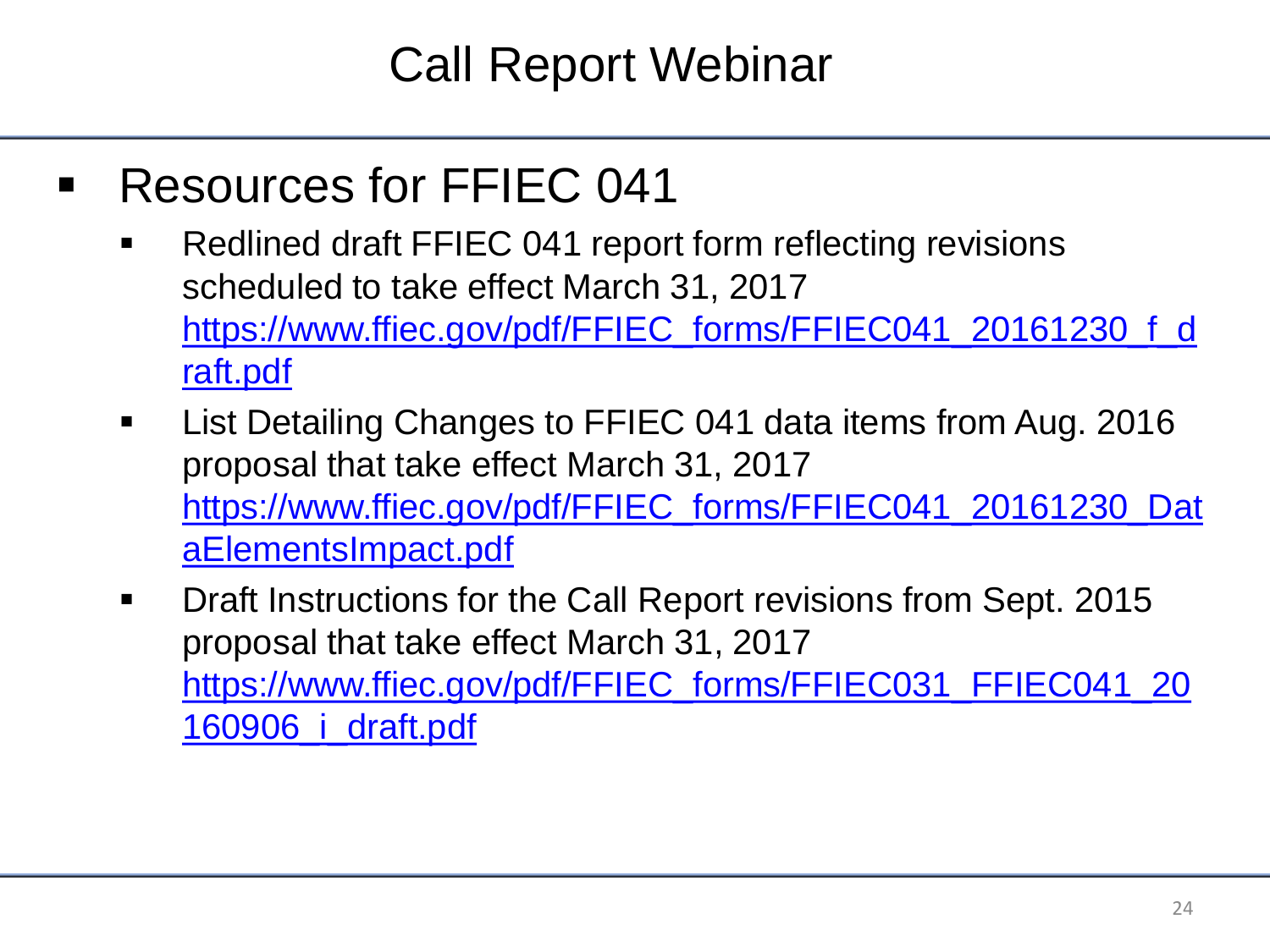# Call Report Webinar

- Resources for FFIEC 041
  - Redlined draft FFIEC 041 report form reflecting revisions scheduled to take effect March 31, 2017
    https://www.ffiec.gov/pdf/FFIEC_forms/FFIEC041_20161230_f_draft.pdf
  - List Detailing Changes to FFIEC 041 data items from Aug. 2016 proposal that take effect March 31, 2017
    https://www.ffiec.gov/pdf/FFIEC_forms/FFIEC041_20161230_DataElementsImpact.pdf
  - Draft Instructions for the Call Report revisions from Sept. 2015 proposal that take effect March 31, 2017
    https://www.ffiec.gov/pdf/FFIEC_forms/FFIEC031_FFIEC041_20160906_i_draft.pdf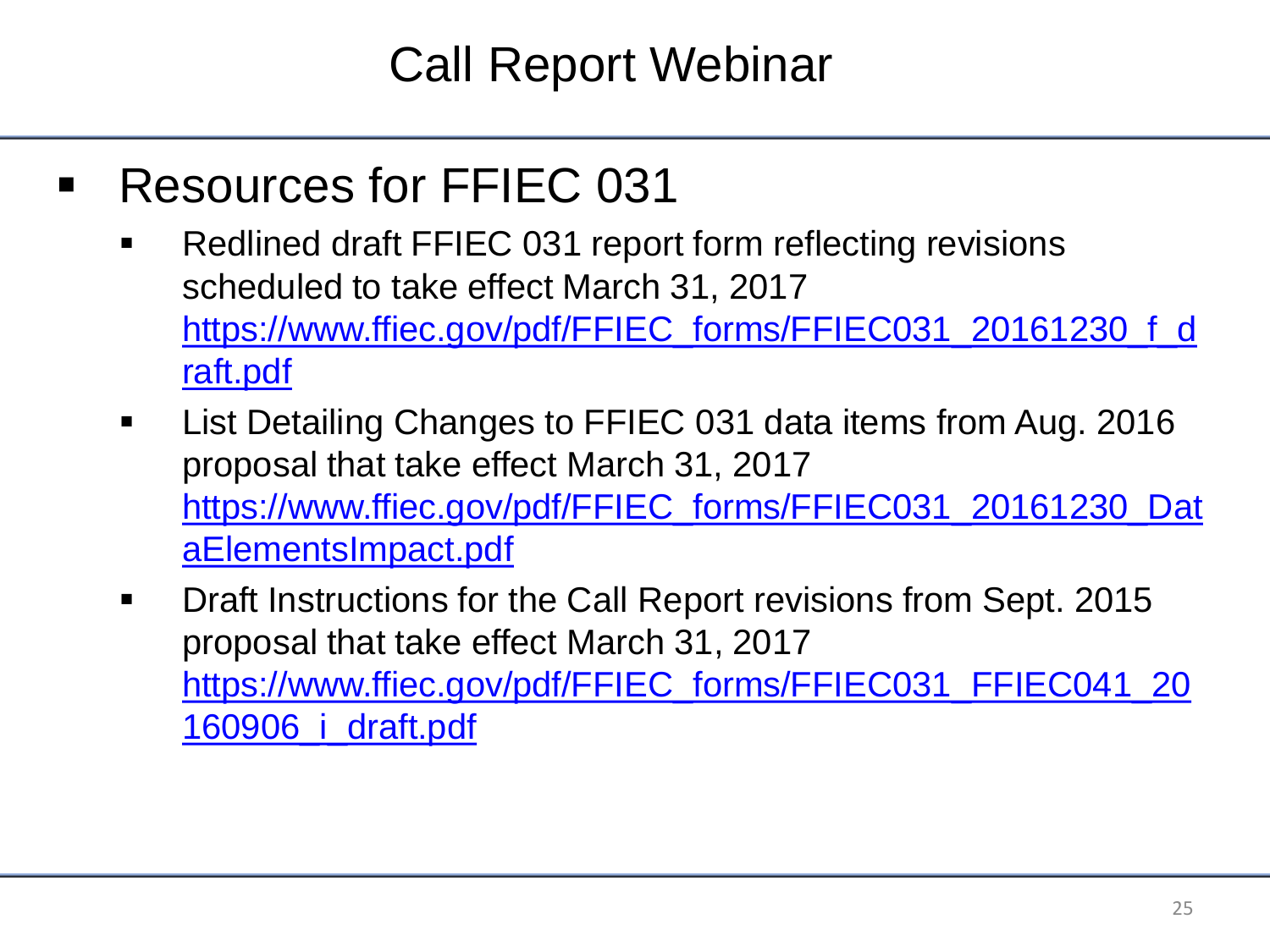# Call Report Webinar

- Resources for FFIEC 031
  - Redlined draft FFIEC 031 report form reflecting revisions scheduled to take effect March 31, 2017
    https://www.ffiec.gov/pdf/FFIEC_forms/FFIEC031_20161230_f_draft.pdf
  - List Detailing Changes to FFIEC 031 data items from Aug. 2016 proposal that take effect March 31, 2017
    https://www.ffiec.gov/pdf/FFIEC_forms/FFIEC031_20161230_DataElementsImpact.pdf
  - Draft Instructions for the Call Report revisions from Sept. 2015 proposal that take effect March 31, 2017
    https://www.ffiec.gov/pdf/FFIEC_forms/FFIEC031_FFIEC041_20160906_i_draft.pdf